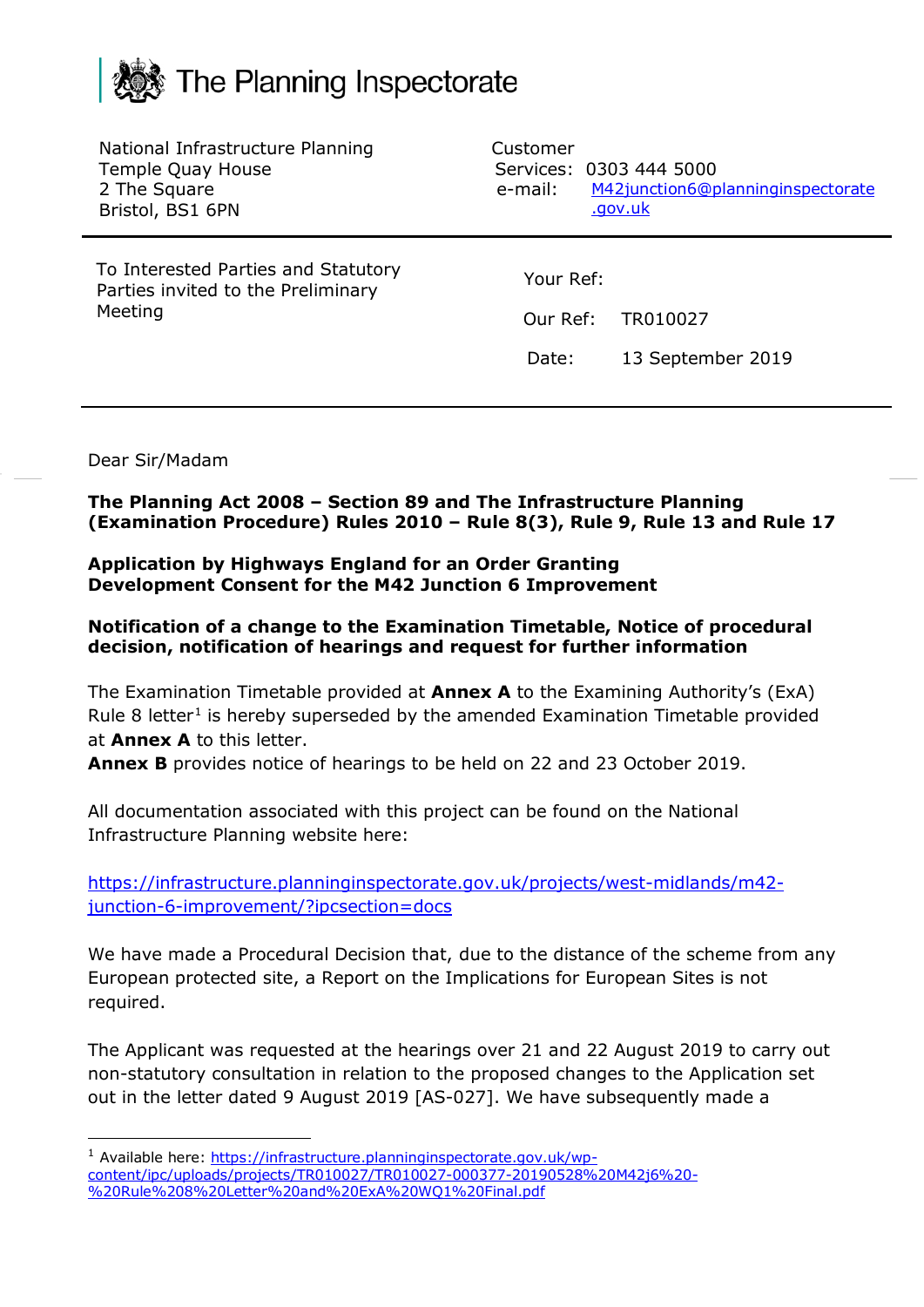# The Planning Inspectorate

National Infrastructure Planning
Temple Quay House
2 The Square
Bristol, BS1 6PN

Customer Services: 0303 444 5000
e-mail: M42junction6@planninginspectorate.gov.uk

---

To Interested Parties and Statutory Parties invited to the Preliminary Meeting

Your Ref:

Our Ref: TR010027

Date: 13 September 2019

---

Dear Sir/Madam

**The Planning Act 2008 – Section 89 and The Infrastructure Planning (Examination Procedure) Rules 2010 – Rule 8(3), Rule 9, Rule 13 and Rule 17**

**Application by Highways England for an Order Granting Development Consent for the M42 Junction 6 Improvement**

**Notification of a change to the Examination Timetable, Notice of procedural decision, notification of hearings and request for further information**

The Examination Timetable provided at **Annex A** to the Examining Authority's (ExA) Rule 8 letter[1] is hereby superseded by the amended Examination Timetable provided at **Annex A** to this letter.
**Annex B** provides notice of hearings to be held on 22 and 23 October 2019.

All documentation associated with this project can be found on the National Infrastructure Planning website here:

https://infrastructure.planninginspectorate.gov.uk/projects/west-midlands/m42-junction-6-improvement/?ipcsection=docs

We have made a Procedural Decision that, due to the distance of the scheme from any European protected site, a Report on the Implications for European Sites is not required.

The Applicant was requested at the hearings over 21 and 22 August 2019 to carry out non-statutory consultation in relation to the proposed changes to the Application set out in the letter dated 9 August 2019 [AS-027]. We have subsequently made a

---

[1] Available here: https://infrastructure.planninginspectorate.gov.uk/wp-content/ipc/uploads/projects/TR010027/TR010027-000377-20190528%20M42j6%20-%20Rule%208%20Letter%20and%20ExA%20WQ1%20Final.pdf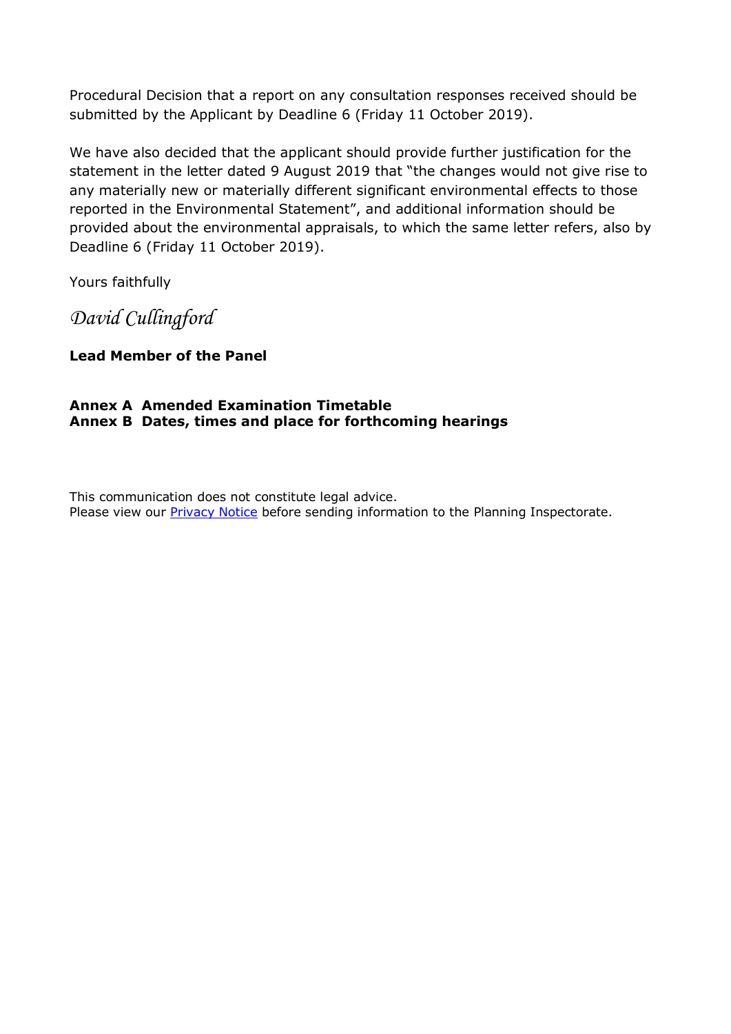Procedural Decision that a report on any consultation responses received should be submitted by the Applicant by Deadline 6 (Friday 11 October 2019).

We have also decided that the applicant should provide further justification for the statement in the letter dated 9 August 2019 that "the changes would not give rise to any materially new or materially different significant environmental effects to those reported in the Environmental Statement", and additional information should be provided about the environmental appraisals, to which the same letter refers, also by Deadline 6 (Friday 11 October 2019).

Yours faithfully

*David Cullingford*

**Lead Member of the Panel**

**Annex A  Amended Examination Timetable**
**Annex B  Dates, times and place for forthcoming hearings**

This communication does not constitute legal advice.
Please view our [Privacy Notice] before sending information to the Planning Inspectorate.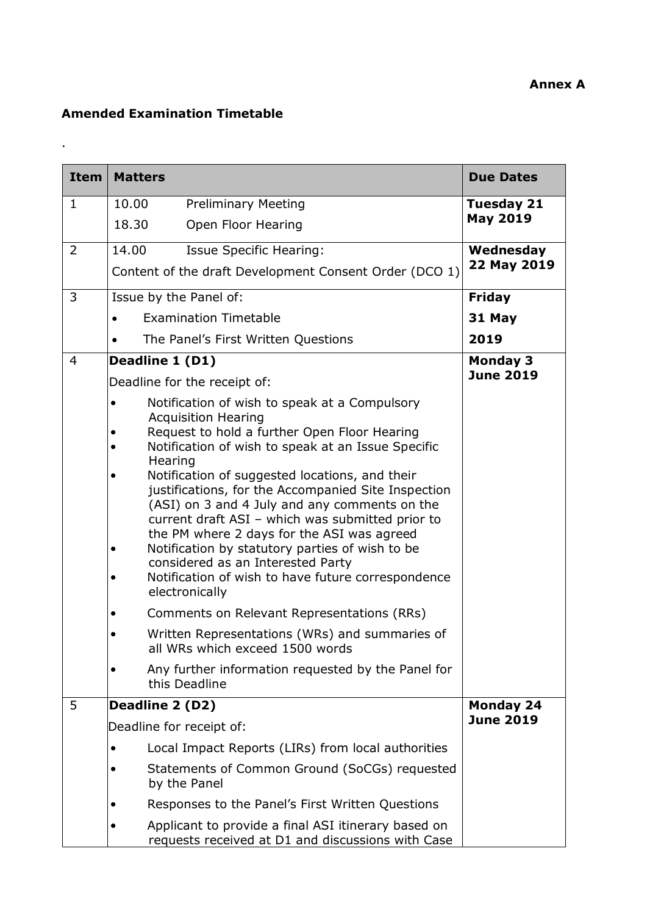**Annex A**

**Amended Examination Timetable**

.

| Item | Matters | Due Dates |
|---|---|---|
| 1 | 10.00 Preliminary Meeting<br>18.30 Open Floor Hearing | **Tuesday 21 May 2019** |
| 2 | 14.00 Issue Specific Hearing:<br>Content of the draft Development Consent Order (DCO 1) | **Wednesday 22 May 2019** |
| 3 | Issue by the Panel of:<br>• Examination Timetable<br>• The Panel's First Written Questions | **Friday 31 May 2019** |
| 4 | **Deadline 1 (D1)**<br>Deadline for the receipt of:<br>• Notification of wish to speak at a Compulsory Acquisition Hearing<br>• Request to hold a further Open Floor Hearing<br>• Notification of wish to speak at an Issue Specific Hearing<br>• Notification of suggested locations, and their justifications, for the Accompanied Site Inspection (ASI) on 3 and 4 July and any comments on the current draft ASI – which was submitted prior to the PM where 2 days for the ASI was agreed<br>• Notification by statutory parties of wish to be considered as an Interested Party<br>• Notification of wish to have future correspondence electronically<br>• Comments on Relevant Representations (RRs)<br>• Written Representations (WRs) and summaries of all WRs which exceed 1500 words<br>• Any further information requested by the Panel for this Deadline | **Monday 3 June 2019** |
| 5 | **Deadline 2 (D2)**<br>Deadline for receipt of:<br>• Local Impact Reports (LIRs) from local authorities<br>• Statements of Common Ground (SoCGs) requested by the Panel<br>• Responses to the Panel's First Written Questions<br>• Applicant to provide a final ASI itinerary based on requests received at D1 and discussions with Case | **Monday 24 June 2019** |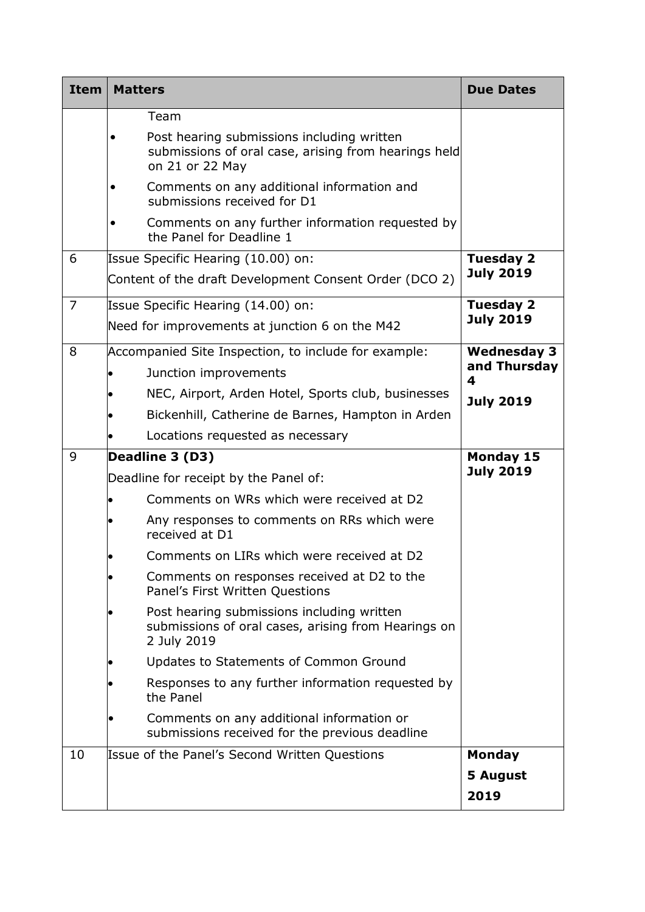| Item | Matters | Due Dates |
|---|---|---|
| | Team<br>• Post hearing submissions including written submissions of oral case, arising from hearings held on 21 or 22 May<br>• Comments on any additional information and submissions received for D1<br>• Comments on any further information requested by the Panel for Deadline 1 | |
| 6 | Issue Specific Hearing (10.00) on:<br>Content of the draft Development Consent Order (DCO 2) | **Tuesday 2 July 2019** |
| 7 | Issue Specific Hearing (14.00) on:<br>Need for improvements at junction 6 on the M42 | **Tuesday 2 July 2019** |
| 8 | Accompanied Site Inspection, to include for example:<br>• Junction improvements<br>• NEC, Airport, Arden Hotel, Sports club, businesses<br>• Bickenhill, Catherine de Barnes, Hampton in Arden<br>• Locations requested as necessary | **Wednesday 3 and Thursday 4 July 2019** |
| 9 | **Deadline 3 (D3)**<br>Deadline for receipt by the Panel of:<br>• Comments on WRs which were received at D2<br>• Any responses to comments on RRs which were received at D1<br>• Comments on LIRs which were received at D2<br>• Comments on responses received at D2 to the Panel's First Written Questions<br>• Post hearing submissions including written submissions of oral cases, arising from Hearings on 2 July 2019<br>• Updates to Statements of Common Ground<br>• Responses to any further information requested by the Panel<br>• Comments on any additional information or submissions received for the previous deadline | **Monday 15 July 2019** |
| 10 | Issue of the Panel's Second Written Questions | **Monday 5 August 2019** |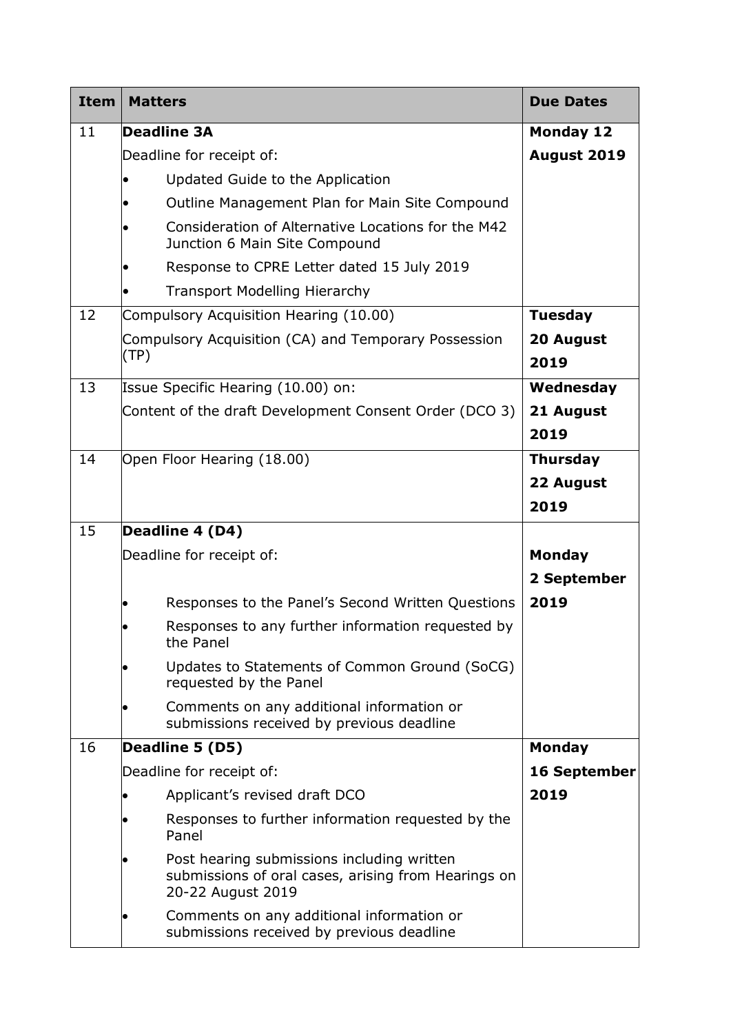| Item | Matters | Due Dates |
|---|---|---|
| 11 | **Deadline 3A**<br>Deadline for receipt of:<br>• Updated Guide to the Application<br>• Outline Management Plan for Main Site Compound<br>• Consideration of Alternative Locations for the M42 Junction 6 Main Site Compound<br>• Response to CPRE Letter dated 15 July 2019<br>• Transport Modelling Hierarchy | **Monday 12 August 2019** |
| 12 | Compulsory Acquisition Hearing (10.00)<br>Compulsory Acquisition (CA) and Temporary Possession (TP) | **Tuesday 20 August 2019** |
| 13 | Issue Specific Hearing (10.00) on:<br>Content of the draft Development Consent Order (DCO 3) | **Wednesday 21 August 2019** |
| 14 | Open Floor Hearing (18.00) | **Thursday 22 August 2019** |
| 15 | **Deadline 4 (D4)**<br>Deadline for receipt of:<br>• Responses to the Panel's Second Written Questions<br>• Responses to any further information requested by the Panel<br>• Updates to Statements of Common Ground (SoCG) requested by the Panel<br>• Comments on any additional information or submissions received by previous deadline | **Monday 2 September 2019** |
| 16 | **Deadline 5 (D5)**<br>Deadline for receipt of:<br>• Applicant's revised draft DCO<br>• Responses to further information requested by the Panel<br>• Post hearing submissions including written submissions of oral cases, arising from Hearings on 20-22 August 2019<br>• Comments on any additional information or submissions received by previous deadline | **Monday 16 September 2019** |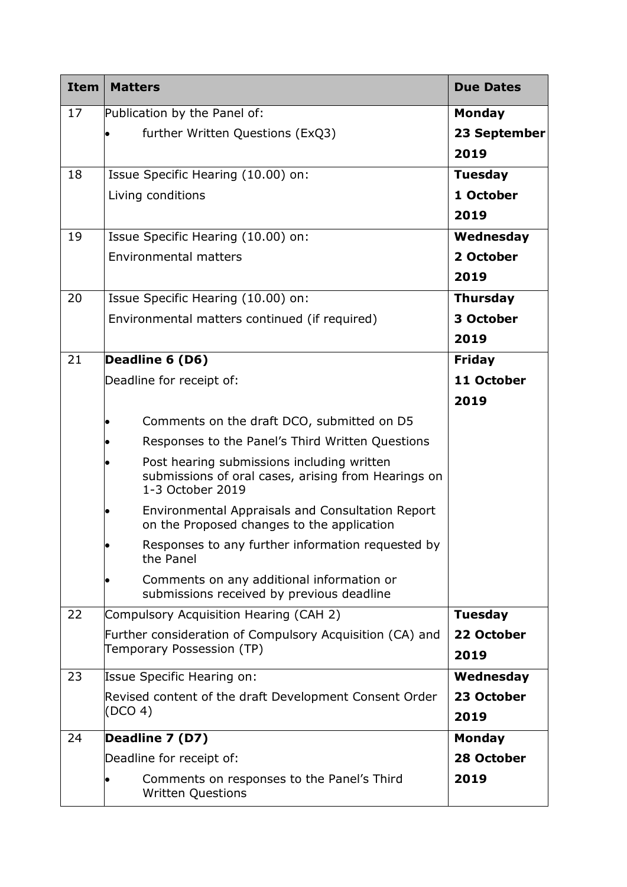| Item | Matters | Due Dates |
|---|---|---|
| 17 | Publication by the Panel of:<br>• further Written Questions (ExQ3) | **Monday 23 September 2019** |
| 18 | Issue Specific Hearing (10.00) on:<br>Living conditions | **Tuesday 1 October 2019** |
| 19 | Issue Specific Hearing (10.00) on:<br>Environmental matters | **Wednesday 2 October 2019** |
| 20 | Issue Specific Hearing (10.00) on:<br>Environmental matters continued (if required) | **Thursday 3 October 2019** |
| 21 | **Deadline 6 (D6)**<br>Deadline for receipt of:<br>• Comments on the draft DCO, submitted on D5<br>• Responses to the Panel's Third Written Questions<br>• Post hearing submissions including written submissions of oral cases, arising from Hearings on 1-3 October 2019<br>• Environmental Appraisals and Consultation Report on the Proposed changes to the application<br>• Responses to any further information requested by the Panel<br>• Comments on any additional information or submissions received by previous deadline | **Friday 11 October 2019** |
| 22 | Compulsory Acquisition Hearing (CAH 2)<br>Further consideration of Compulsory Acquisition (CA) and Temporary Possession (TP) | **Tuesday 22 October 2019** |
| 23 | Issue Specific Hearing on:<br>Revised content of the draft Development Consent Order (DCO 4) | **Wednesday 23 October 2019** |
| 24 | **Deadline 7 (D7)**<br>Deadline for receipt of:<br>• Comments on responses to the Panel's Third Written Questions | **Monday 28 October 2019** |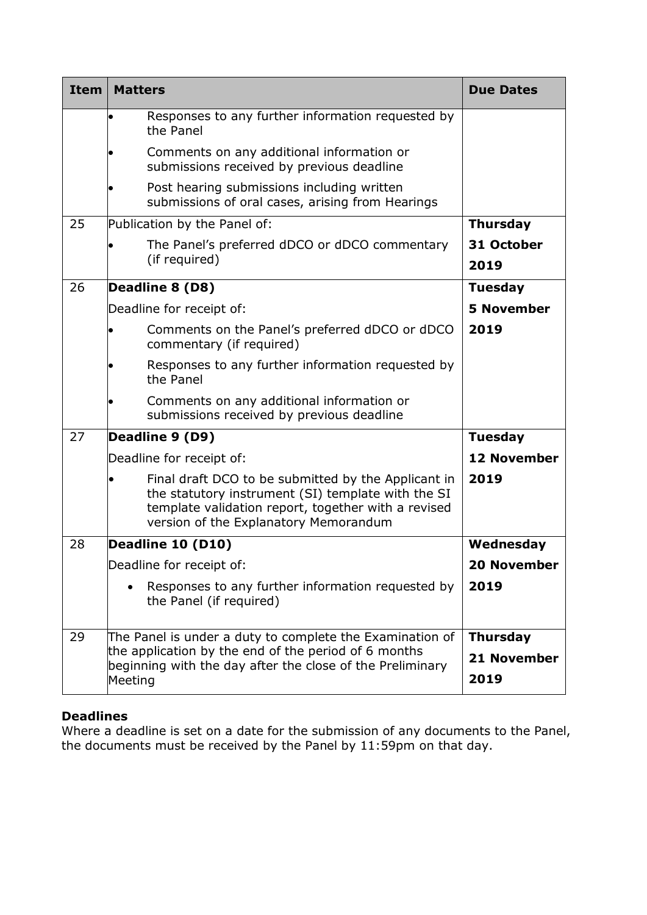| Item | Matters | Due Dates |
|---|---|---|
| | • Responses to any further information requested by the Panel<br>• Comments on any additional information or submissions received by previous deadline<br>• Post hearing submissions including written submissions of oral cases, arising from Hearings | |
| 25 | Publication by the Panel of:<br>• The Panel's preferred dDCO or dDCO commentary (if required) | **Thursday 31 October 2019** |
| 26 | **Deadline 8 (D8)**<br>Deadline for receipt of:<br>• Comments on the Panel's preferred dDCO or dDCO commentary (if required)<br>• Responses to any further information requested by the Panel<br>• Comments on any additional information or submissions received by previous deadline | **Tuesday 5 November 2019** |
| 27 | **Deadline 9 (D9)**<br>Deadline for receipt of:<br>• Final draft DCO to be submitted by the Applicant in the statutory instrument (SI) template with the SI template validation report, together with a revised version of the Explanatory Memorandum | **Tuesday 12 November 2019** |
| 28 | **Deadline 10 (D10)**<br>Deadline for receipt of:<br>• Responses to any further information requested by the Panel (if required) | **Wednesday 20 November 2019** |
| 29 | The Panel is under a duty to complete the Examination of the application by the end of the period of 6 months beginning with the day after the close of the Preliminary Meeting | **Thursday 21 November 2019** |

**Deadlines**

Where a deadline is set on a date for the submission of any documents to the Panel, the documents must be received by the Panel by 11:59pm on that day.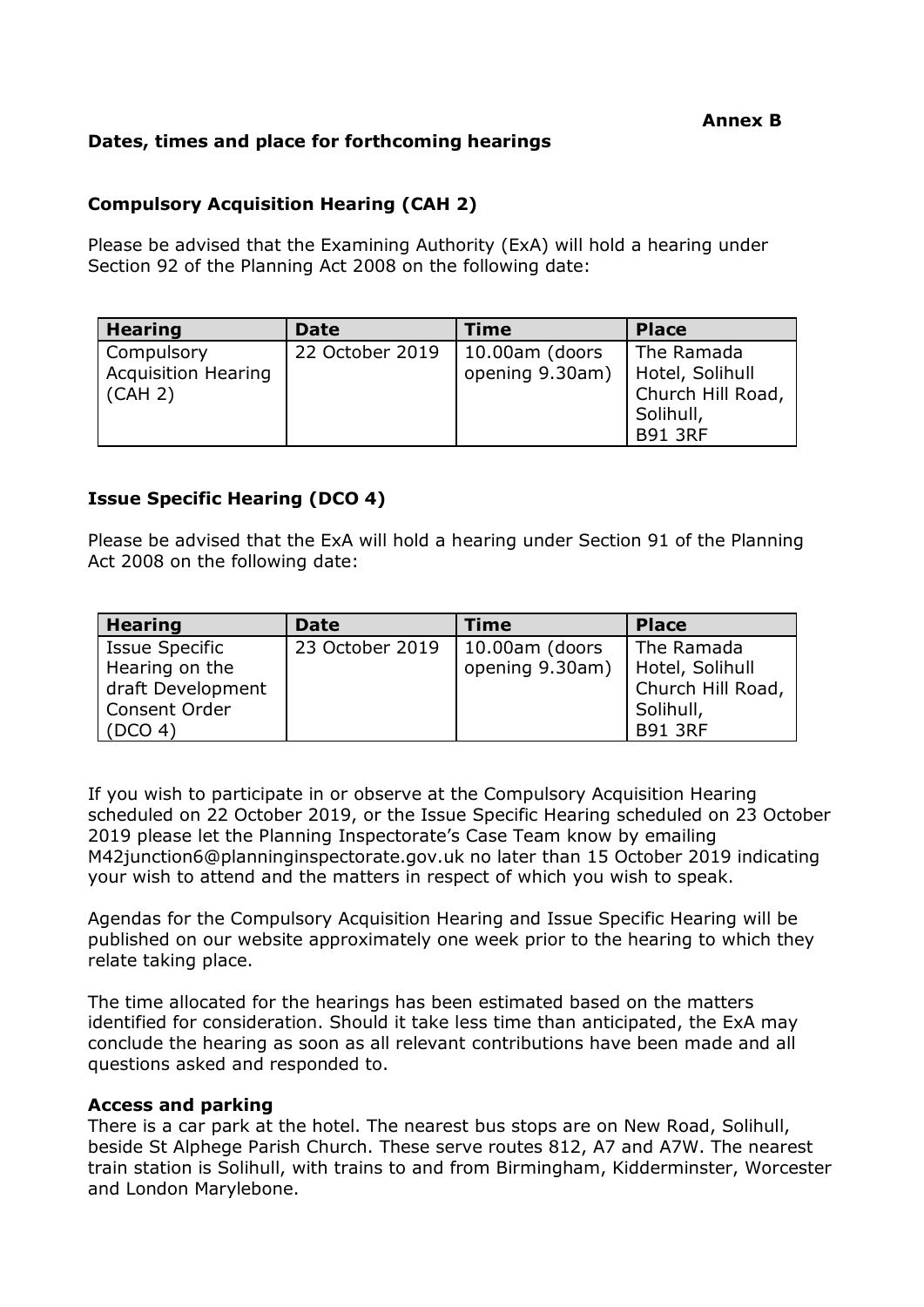**Annex B**

**Dates, times and place for forthcoming hearings**

**Compulsory Acquisition Hearing (CAH 2)**

Please be advised that the Examining Authority (ExA) will hold a hearing under Section 92 of the Planning Act 2008 on the following date:

| Hearing | Date | Time | Place |
|---|---|---|---|
| Compulsory Acquisition Hearing (CAH 2) | 22 October 2019 | 10.00am (doors opening 9.30am) | The Ramada Hotel, Solihull Church Hill Road, Solihull, B91 3RF |

**Issue Specific Hearing (DCO 4)**

Please be advised that the ExA will hold a hearing under Section 91 of the Planning Act 2008 on the following date:

| Hearing | Date | Time | Place |
|---|---|---|---|
| Issue Specific Hearing on the draft Development Consent Order (DCO 4) | 23 October 2019 | 10.00am (doors opening 9.30am) | The Ramada Hotel, Solihull Church Hill Road, Solihull, B91 3RF |

If you wish to participate in or observe at the Compulsory Acquisition Hearing scheduled on 22 October 2019, or the Issue Specific Hearing scheduled on 23 October 2019 please let the Planning Inspectorate's Case Team know by emailing M42junction6@planninginspectorate.gov.uk no later than 15 October 2019 indicating your wish to attend and the matters in respect of which you wish to speak.

Agendas for the Compulsory Acquisition Hearing and Issue Specific Hearing will be published on our website approximately one week prior to the hearing to which they relate taking place.

The time allocated for the hearings has been estimated based on the matters identified for consideration. Should it take less time than anticipated, the ExA may conclude the hearing as soon as all relevant contributions have been made and all questions asked and responded to.

**Access and parking**

There is a car park at the hotel. The nearest bus stops are on New Road, Solihull, beside St Alphege Parish Church. These serve routes 812, A7 and A7W. The nearest train station is Solihull, with trains to and from Birmingham, Kidderminster, Worcester and London Marylebone.